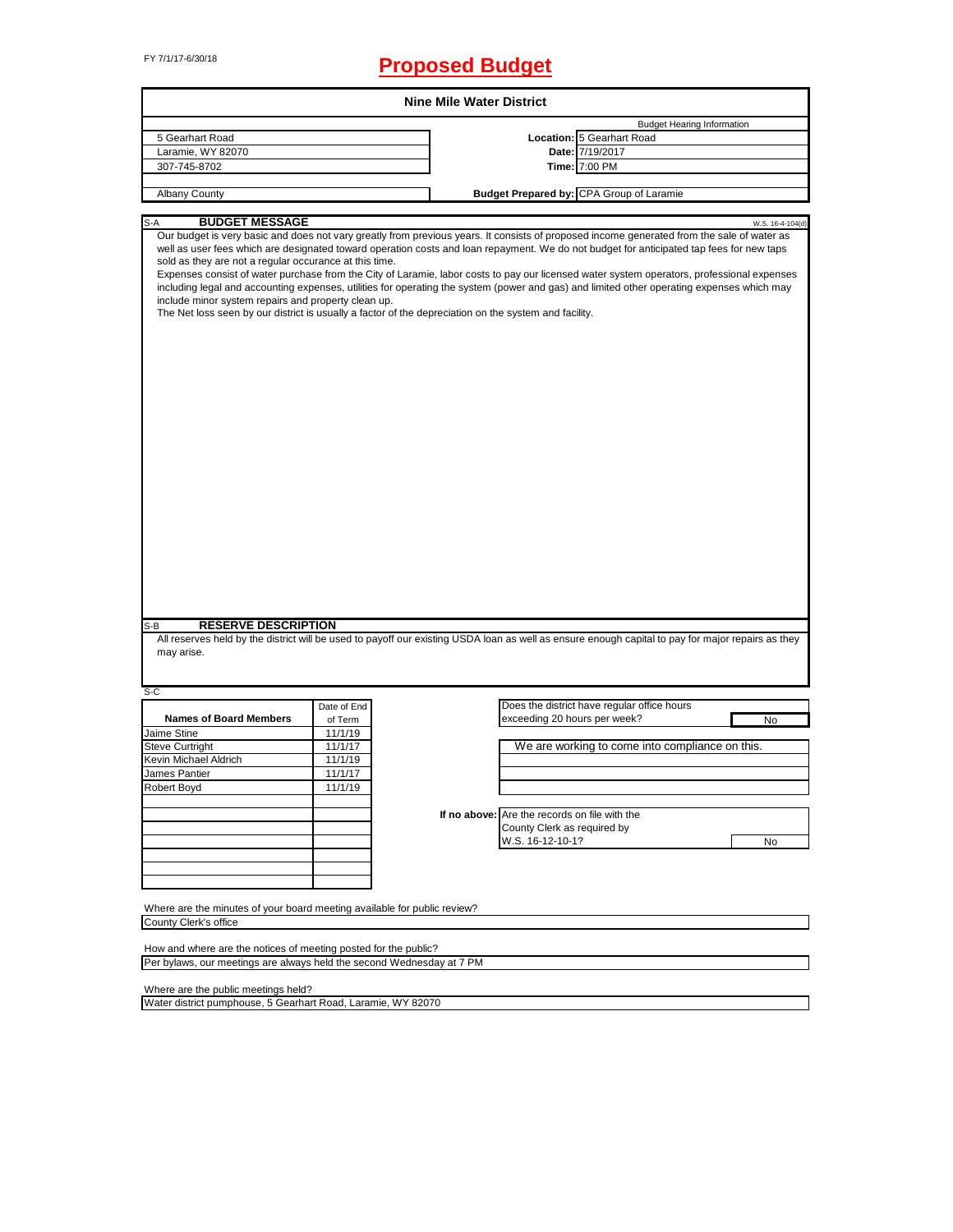FY 7/1/17-6/30/18

# Proposed Budget

## Nine Mile Water District

| | | |
|---|---|---|
| 5 Gearhart Road | | Budget Hearing Information |
| Laramie, WY 82070 | **Location:** | 5 Gearhart Road |
| 307-745-8702 | **Date:** | 7/19/2017 |
| | **Time:** | 7:00 PM |
| Albany County | **Budget Prepared by:** | CPA Group of Laramie |

### S-A BUDGET MESSAGE

W.S. 16-4-104(d)

Our budget is very basic and does not vary greatly from previous years. It consists of proposed income generated from the sale of water as well as user fees which are designated toward operation costs and loan repayment. We do not budget for anticipated tap fees for new taps sold as they are not a regular occurance at this time.

Expenses consist of water purchase from the City of Laramie, labor costs to pay our licensed water system operators, professional expenses including legal and accounting expenses, utilities for operating the system (power and gas) and limited other operating expenses which may include minor system repairs and property clean up.

The Net loss seen by our district is usually a factor of the depreciation on the system and facility.

### S-B RESERVE DESCRIPTION

All reserves held by the district will be used to payoff our existing USDA loan as well as ensure enough capital to pay for major repairs as they may arise.

### S-C

| Names of Board Members | Date of End of Term |
|---|---|
| Jaime Stine | 11/1/19 |
| Steve Curtright | 11/1/17 |
| Kevin Michael Aldrich | 11/1/19 |
| James Pantier | 11/1/17 |
| Robert Boyd | 11/1/19 |

Does the district have regular office hours exceeding 20 hours per week? No

We are working to come into compliance on this.

**If no above:** Are the records on file with the County Clerk as required by W.S. 16-12-10-1? No

Where are the minutes of your board meeting available for public review?
County Clerk's office

How and where are the notices of meeting posted for the public?
Per bylaws, our meetings are always held the second Wednesday at 7 PM

Where are the public meetings held?
Water district pumphouse, 5 Gearhart Road, Laramie, WY 82070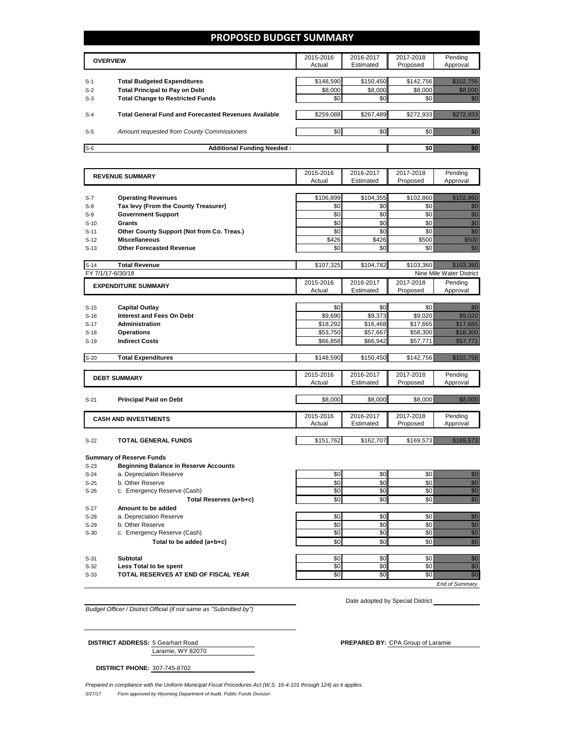# PROPOSED BUDGET SUMMARY

| | OVERVIEW | 2015-2016 Actual | 2016-2017 Estimated | 2017-2018 Proposed | Pending Approval |
|---|---|---|---|---|---|
| S-1 | **Total Budgeted Expenditures** | $148,590 | $150,450 | $142,756 | $102,756 |
| S-2 | **Total Principal to Pay on Debt** | $8,000 | $8,000 | $8,000 | $8,000 |
| S-3 | **Total Change to Restricted Funds** | $0 | $0 | $0 | $0 |
| S-4 | **Total General Fund and Forecasted Revenues Available** | $259,088 | $267,489 | $272,933 | $272,933 |
| S-5 | *Amount requested from County Commissioners* | $0 | $0 | $0 | $0 |
| S-6 | **Additional Funding Needed :** | | | **$0** | $0 |

| | REVENUE SUMMARY | 2015-2016 Actual | 2016-2017 Estimated | 2017-2018 Proposed | Pending Approval |
|---|---|---|---|---|---|
| S-7 | **Operating Revenues** | $106,899 | $104,355 | $102,860 | $102,860 |
| S-8 | **Tax levy (From the County Treasurer)** | $0 | $0 | $0 | $0 |
| S-9 | **Government Support** | $0 | $0 | $0 | $0 |
| S-10 | **Grants** | $0 | $0 | $0 | $0 |
| S-11 | **Other County Support (Not from Co. Treas.)** | $0 | $0 | $0 | $0 |
| S-12 | **Miscellaneous** | $426 | $426 | $500 | $500 |
| S-13 | **Other Forecasted Revenue** | $0 | $0 | $0 | $0 |
| S-14 | **Total Revenue** | $107,325 | $104,782 | $103,360 | $103,360 |

FY 7/1/17-6/30/18 — Nine Mile Water District

| | EXPENDITURE SUMMARY | 2015-2016 Actual | 2016-2017 Estimated | 2017-2018 Proposed | Pending Approval |
|---|---|---|---|---|---|
| S-15 | **Capital Outlay** | $0 | $0 | $0 | $0 |
| S-16 | **Interest and Fees On Debt** | $9,690 | $9,373 | $9,020 | $9,020 |
| S-17 | **Administration** | $18,292 | $16,468 | $17,665 | $17,665 |
| S-18 | **Operations** | $53,750 | $57,667 | $58,300 | $18,300 |
| S-19 | **Indirect Costs** | $66,858 | $66,942 | $57,771 | $57,771 |
| S-20 | **Total Expenditures** | $148,590 | $150,450 | $142,756 | $102,756 |

| | DEBT SUMMARY | 2015-2016 Actual | 2016-2017 Estimated | 2017-2018 Proposed | Pending Approval |
|---|---|---|---|---|---|
| S-21 | **Principal Paid on Debt** | $8,000 | $8,000 | $8,000 | $8,000 |

| | CASH AND INVESTMENTS | 2015-2016 Actual | 2016-2017 Estimated | 2017-2018 Proposed | Pending Approval |
|---|---|---|---|---|---|
| S-22 | **TOTAL GENERAL FUNDS** | $151,762 | $162,707 | $169,573 | $169,573 |

**Summary of Reserve Funds**

| | | 2015-2016 Actual | 2016-2017 Estimated | 2017-2018 Proposed | Pending Approval |
|---|---|---|---|---|---|
| S-23 | **Beginning Balance in Reserve Accounts** | | | | |
| S-24 | a. Depreciation Reserve | $0 | $0 | $0 | $0 |
| S-25 | b. Other Reserve | $0 | $0 | $0 | $0 |
| S-26 | c. Emergency Reserve (Cash) | $0 | $0 | $0 | $0 |
| | **Total Reserves (a+b+c)** | $0 | $0 | $0 | $0 |
| S-27 | **Amount to be added** | | | | |
| S-28 | a. Depreciation Reserve | $0 | $0 | $0 | $0 |
| S-29 | b. Other Reserve | $0 | $0 | $0 | $0 |
| S-30 | c. Emergency Reserve (Cash) | $0 | $0 | $0 | $0 |
| | **Total to be added (a+b+c)** | $0 | $0 | $0 | $0 |
| S-31 | **Subtotal** | $0 | $0 | $0 | $0 |
| S-32 | **Less Total to be spent** | $0 | $0 | $0 | $0 |
| S-33 | **TOTAL RESERVES AT END OF FISCAL YEAR** | $0 | $0 | $0 | $0 |

*End of Summary*

*Budget Officer / District Official (if not same as "Submitted by")*

Date adopted by Special District

**DISTRICT ADDRESS:** 5 Gearhart Road
Laramie, WY 82070

**PREPARED BY:** CPA Group of Laramie

**DISTRICT PHONE:** 307-745-8702

*Prepared in compliance with the Uniform Municipal Fiscal Procedures Act (W.S. 16-4-101 through 124) as it applies.*

3/27/17 *Form approved by Wyoming Department of Audit, Public Funds Division*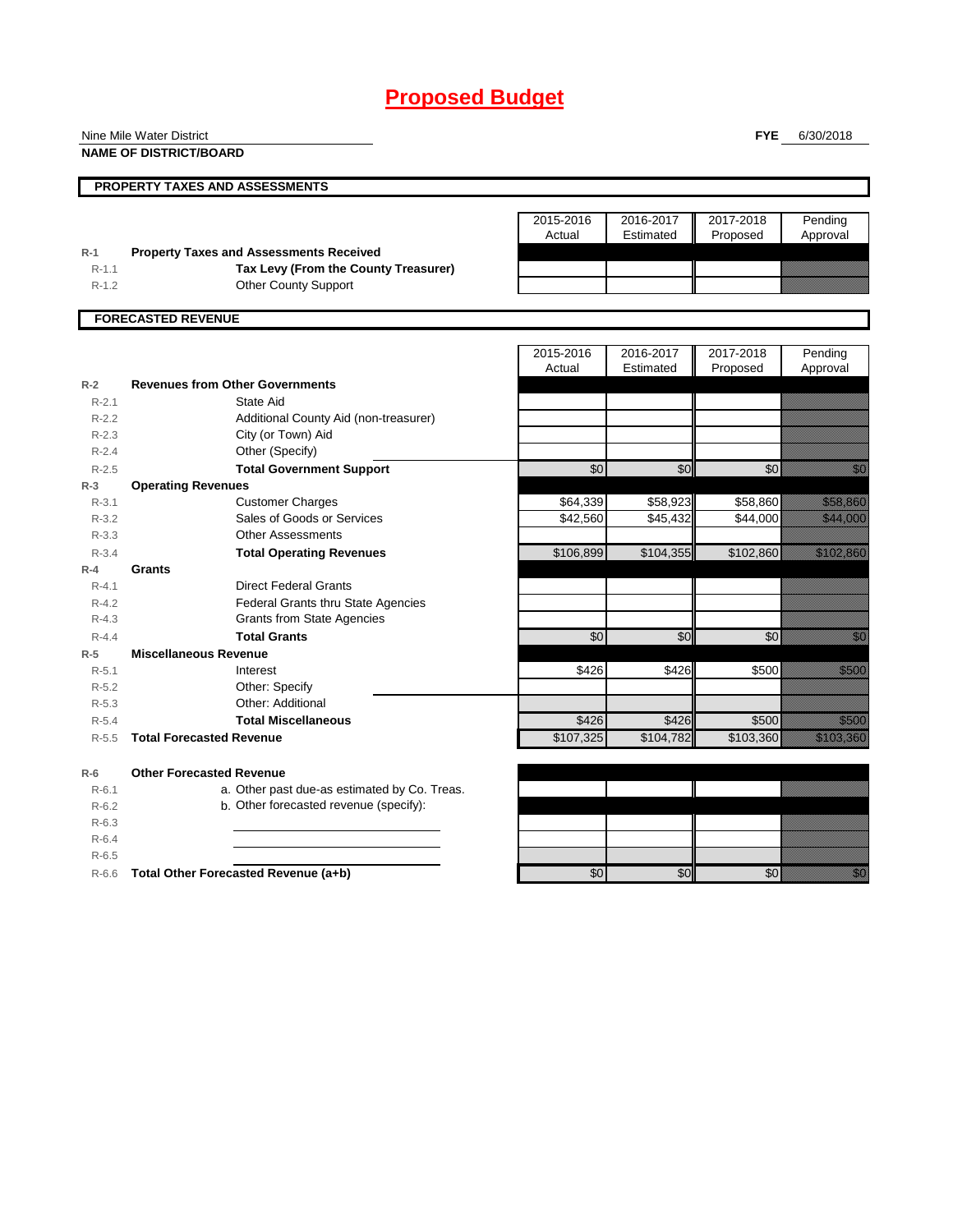# Proposed Budget

Nine Mile Water District
**NAME OF DISTRICT/BOARD**

**FYE** 6/30/2018

## PROPERTY TAXES AND ASSESSMENTS

| | | 2015-2016 Actual | 2016-2017 Estimated | 2017-2018 Proposed | Pending Approval |
|---|---|---|---|---|---|
| R-1 | **Property Taxes and Assessments Received** | | | | |
| R-1.1 | **Tax Levy (From the County Treasurer)** | | | | |
| R-1.2 | Other County Support | | | | |

## FORECASTED REVENUE

| | | 2015-2016 Actual | 2016-2017 Estimated | 2017-2018 Proposed | Pending Approval |
|---|---|---|---|---|---|
| R-2 | **Revenues from Other Governments** | | | | |
| R-2.1 | State Aid | | | | |
| R-2.2 | Additional County Aid (non-treasurer) | | | | |
| R-2.3 | City (or Town) Aid | | | | |
| R-2.4 | Other (Specify) | | | | |
| R-2.5 | **Total Government Support** | $0 | $0 | $0 | $0 |
| R-3 | **Operating Revenues** | | | | |
| R-3.1 | Customer Charges | $64,339 | $58,923 | $58,860 | $58,860 |
| R-3.2 | Sales of Goods or Services | $42,560 | $45,432 | $44,000 | $44,000 |
| R-3.3 | Other Assessments | | | | |
| R-3.4 | **Total Operating Revenues** | $106,899 | $104,355 | $102,860 | $102,860 |
| R-4 | **Grants** | | | | |
| R-4.1 | Direct Federal Grants | | | | |
| R-4.2 | Federal Grants thru State Agencies | | | | |
| R-4.3 | Grants from State Agencies | | | | |
| R-4.4 | **Total Grants** | $0 | $0 | $0 | $0 |
| R-5 | **Miscellaneous Revenue** | | | | |
| R-5.1 | Interest | $426 | $426 | $500 | $500 |
| R-5.2 | Other: Specify | | | | |
| R-5.3 | Other: Additional | | | | |
| R-5.4 | **Total Miscellaneous** | $426 | $426 | $500 | $500 |
| R-5.5 | **Total Forecasted Revenue** | $107,325 | $104,782 | $103,360 | $103,360 |
| R-6 | **Other Forecasted Revenue** | | | | |
| R-6.1 | a. Other past due-as estimated by Co. Treas. | | | | |
| R-6.2 | b. Other forecasted revenue (specify): | | | | |
| R-6.3 | | | | | |
| R-6.4 | | | | | |
| R-6.5 | | | | | |
| R-6.6 | **Total Other Forecasted Revenue (a+b)** | $0 | $0 | $0 | $0 |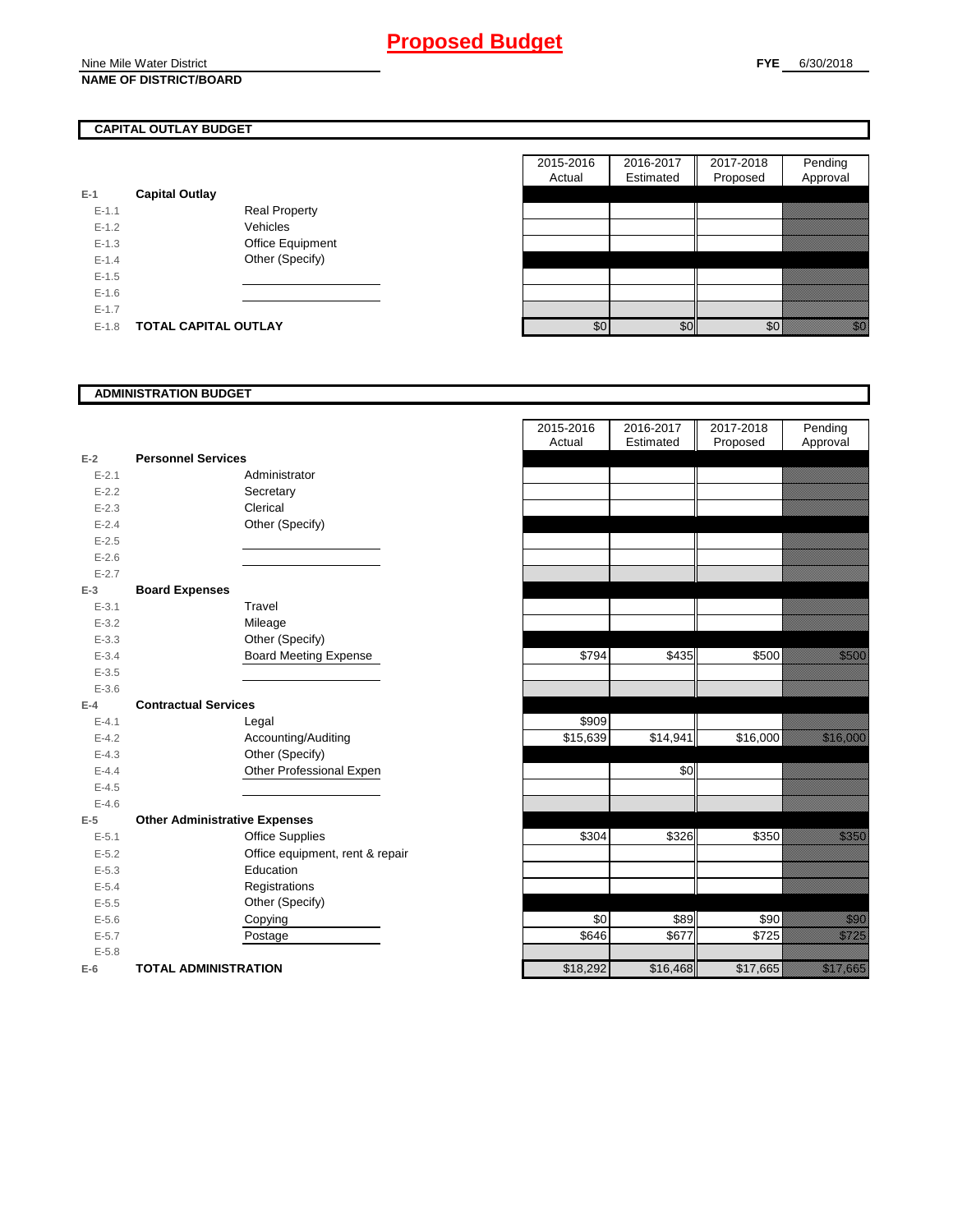# Proposed Budget

Nine Mile Water District
**NAME OF DISTRICT/BOARD**

**FYE** 6/30/2018

## CAPITAL OUTLAY BUDGET

| | | | 2015-2016 Actual | 2016-2017 Estimated | 2017-2018 Proposed | Pending Approval |
|---|---|---|---|---|---|---|
| E-1 | **Capital Outlay** | | | | | |
| E-1.1 | | Real Property | | | | |
| E-1.2 | | Vehicles | | | | |
| E-1.3 | | Office Equipment | | | | |
| E-1.4 | | Other (Specify) | | | | |
| E-1.5 | | | | | | |
| E-1.6 | | | | | | |
| E-1.7 | | | | | | |
| E-1.8 | **TOTAL CAPITAL OUTLAY** | | $0 | $0 | $0 | $0 |

## ADMINISTRATION BUDGET

| | | | 2015-2016 Actual | 2016-2017 Estimated | 2017-2018 Proposed | Pending Approval |
|---|---|---|---|---|---|---|
| E-2 | **Personnel Services** | | | | | |
| E-2.1 | | Administrator | | | | |
| E-2.2 | | Secretary | | | | |
| E-2.3 | | Clerical | | | | |
| E-2.4 | | Other (Specify) | | | | |
| E-2.5 | | | | | | |
| E-2.6 | | | | | | |
| E-2.7 | | | | | | |
| E-3 | **Board Expenses** | | | | | |
| E-3.1 | | Travel | | | | |
| E-3.2 | | Mileage | | | | |
| E-3.3 | | Other (Specify) | | | | |
| E-3.4 | | Board Meeting Expense | $794 | $435 | $500 | $500 |
| E-3.5 | | | | | | |
| E-3.6 | | | | | | |
| E-4 | **Contractual Services** | | | | | |
| E-4.1 | | Legal | $909 | | | |
| E-4.2 | | Accounting/Auditing | $15,639 | $14,941 | $16,000 | $16,000 |
| E-4.3 | | Other (Specify) | | | | |
| E-4.4 | | Other Professional Expen | | $0 | | |
| E-4.5 | | | | | | |
| E-4.6 | | | | | | |
| E-5 | **Other Administrative Expenses** | | | | | |
| E-5.1 | | Office Supplies | $304 | $326 | $350 | $350 |
| E-5.2 | | Office equipment, rent & repair | | | | |
| E-5.3 | | Education | | | | |
| E-5.4 | | Registrations | | | | |
| E-5.5 | | Other (Specify) | | | | |
| E-5.6 | | Copying | $0 | $89 | $90 | $90 |
| E-5.7 | | Postage | $646 | $677 | $725 | $725 |
| E-5.8 | | | | | | |
| E-6 | **TOTAL ADMINISTRATION** | | $18,292 | $16,468 | $17,665 | $17,665 |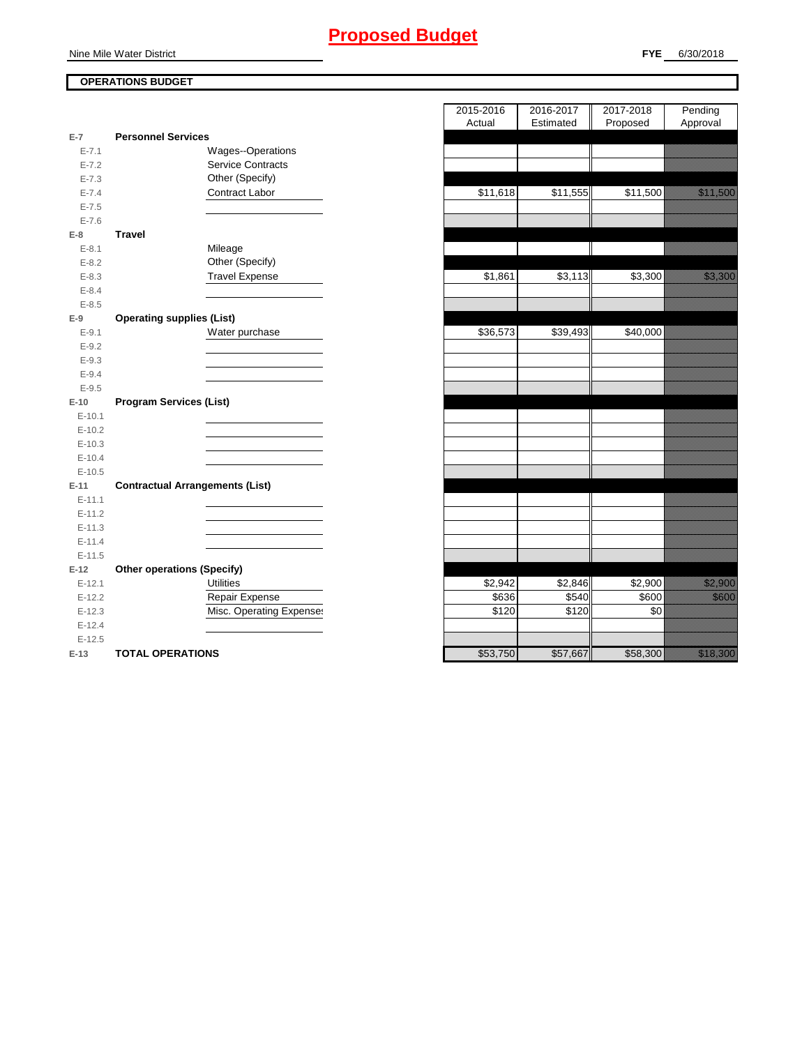# Proposed Budget

Nine Mile Water District

**FYE** 6/30/2018

**OPERATIONS BUDGET**

| | | | 2015-2016 Actual | 2016-2017 Estimated | 2017-2018 Proposed | Pending Approval |
|---|---|---|---|---|---|---|
| **E-7** | **Personnel Services** | | | | | |
| E-7.1 | | Wages--Operations | | | | |
| E-7.2 | | Service Contracts | | | | |
| E-7.3 | | Other (Specify) | | | | |
| E-7.4 | | Contract Labor | $11,618 | $11,555 | $11,500 | $11,500 |
| E-7.5 | | | | | | |
| E-7.6 | | | | | | |
| **E-8** | **Travel** | | | | | |
| E-8.1 | | Mileage | | | | |
| E-8.2 | | Other (Specify) | | | | |
| E-8.3 | | Travel Expense | $1,861 | $3,113 | $3,300 | $3,300 |
| E-8.4 | | | | | | |
| E-8.5 | | | | | | |
| **E-9** | **Operating supplies (List)** | | | | | |
| E-9.1 | | Water purchase | $36,573 | $39,493 | $40,000 | |
| E-9.2 | | | | | | |
| E-9.3 | | | | | | |
| E-9.4 | | | | | | |
| E-9.5 | | | | | | |
| **E-10** | **Program Services (List)** | | | | | |
| E-10.1 | | | | | | |
| E-10.2 | | | | | | |
| E-10.3 | | | | | | |
| E-10.4 | | | | | | |
| E-10.5 | | | | | | |
| **E-11** | **Contractual Arrangements (List)** | | | | | |
| E-11.1 | | | | | | |
| E-11.2 | | | | | | |
| E-11.3 | | | | | | |
| E-11.4 | | | | | | |
| E-11.5 | | | | | | |
| **E-12** | **Other operations (Specify)** | | | | | |
| E-12.1 | | Utilities | $2,942 | $2,846 | $2,900 | $2,900 |
| E-12.2 | | Repair Expense | $636 | $540 | $600 | $600 |
| E-12.3 | | Misc. Operating Expenses | $120 | $120 | $0 | |
| E-12.4 | | | | | | |
| E-12.5 | | | | | | |
| **E-13** | **TOTAL OPERATIONS** | | $53,750 | $57,667 | $58,300 | $18,300 |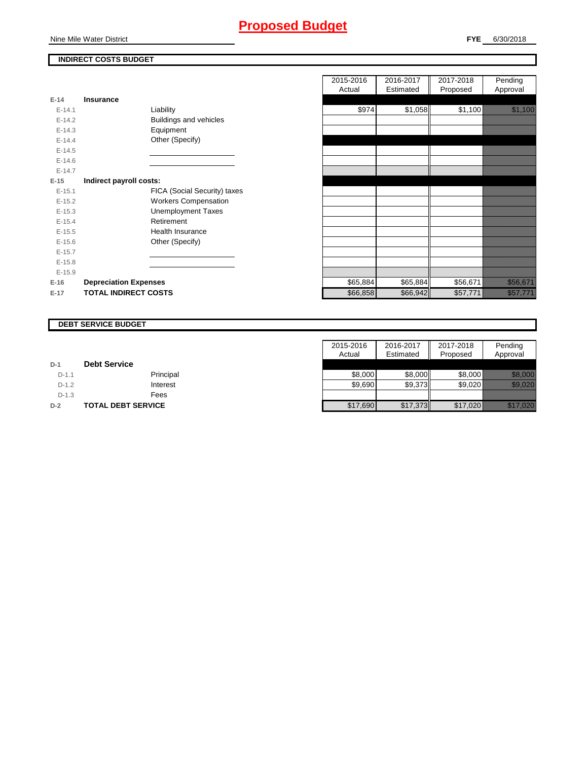# Proposed Budget

Nine Mile Water District

**FYE** 6/30/2018

## INDIRECT COSTS BUDGET

| | | | 2015-2016 Actual | 2016-2017 Estimated | 2017-2018 Proposed | Pending Approval |
|---|---|---|---|---|---|---|
| E-14 | **Insurance** | | | | | |
| E-14.1 | | Liability | $974 | $1,058 | $1,100 | $1,100 |
| E-14.2 | | Buildings and vehicles | | | | |
| E-14.3 | | Equipment | | | | |
| E-14.4 | | Other (Specify) | | | | |
| E-14.5 | | | | | | |
| E-14.6 | | | | | | |
| E-14.7 | | | | | | |
| E-15 | **Indirect payroll costs:** | | | | | |
| E-15.1 | | FICA (Social Security) taxes | | | | |
| E-15.2 | | Workers Compensation | | | | |
| E-15.3 | | Unemployment Taxes | | | | |
| E-15.4 | | Retirement | | | | |
| E-15.5 | | Health Insurance | | | | |
| E-15.6 | | Other (Specify) | | | | |
| E-15.7 | | | | | | |
| E-15.8 | | | | | | |
| E-15.9 | | | | | | |
| E-16 | **Depreciation Expenses** | | $65,884 | $65,884 | $56,671 | $56,671 |
| E-17 | **TOTAL INDIRECT COSTS** | | $66,858 | $66,942 | $57,771 | $57,771 |

## DEBT SERVICE BUDGET

| | | | 2015-2016 Actual | 2016-2017 Estimated | 2017-2018 Proposed | Pending Approval |
|---|---|---|---|---|---|---|
| D-1 | **Debt Service** | | | | | |
| D-1.1 | | Principal | $8,000 | $8,000 | $8,000 | $8,000 |
| D-1.2 | | Interest | $9,690 | $9,373 | $9,020 | $9,020 |
| D-1.3 | | Fees | | | | |
| D-2 | **TOTAL DEBT SERVICE** | | $17,690 | $17,373 | $17,020 | $17,020 |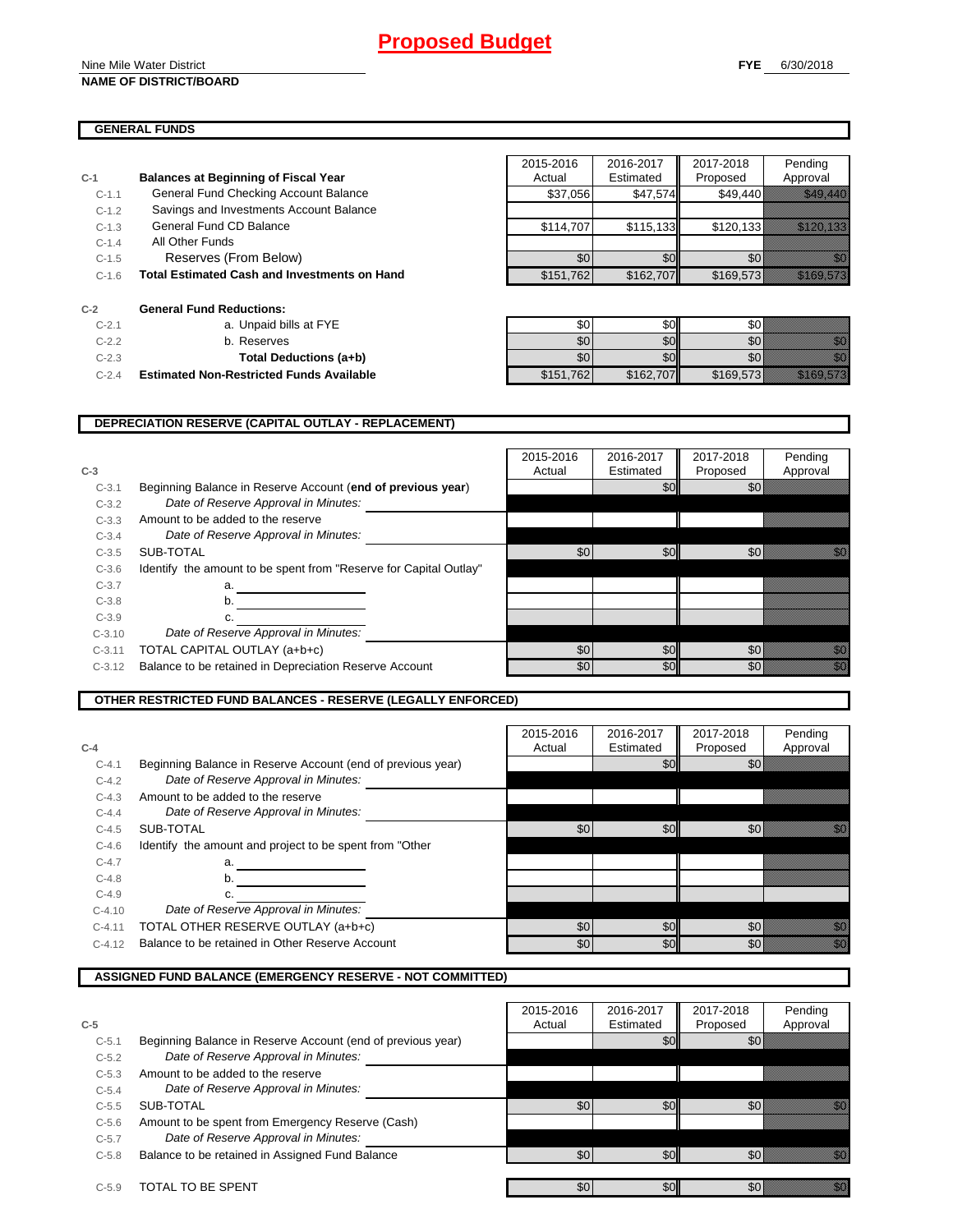# Proposed Budget

Nine Mile Water District
**NAME OF DISTRICT/BOARD**

**FYE** 6/30/2018

## GENERAL FUNDS

| | | 2015-2016 Actual | 2016-2017 Estimated | 2017-2018 Proposed | Pending Approval |
|---|---|---|---|---|---|
| **C-1** | **Balances at Beginning of Fiscal Year** | | | | |
| C-1.1 | General Fund Checking Account Balance | $37,056 | $47,574 | $49,440 | $49,440 |
| C-1.2 | Savings and Investments Account Balance | | | | |
| C-1.3 | General Fund CD Balance | $114,707 | $115,133 | $120,133 | $120,133 |
| C-1.4 | All Other Funds | | | | |
| C-1.5 | Reserves (From Below) | $0 | $0 | $0 | $0 |
| C-1.6 | **Total Estimated Cash and Investments on Hand** | $151,762 | $162,707 | $169,573 | $169,573 |
| **C-2** | **General Fund Reductions:** | | | | |
| C-2.1 | a. Unpaid bills at FYE | $0 | $0 | $0 | |
| C-2.2 | b. Reserves | $0 | $0 | $0 | $0 |
| C-2.3 | **Total Deductions (a+b)** | $0 | $0 | $0 | $0 |
| C-2.4 | **Estimated Non-Restricted Funds Available** | $151,762 | $162,707 | $169,573 | $169,573 |

## DEPRECIATION RESERVE (CAPITAL OUTLAY - REPLACEMENT)

| **C-3** | | 2015-2016 Actual | 2016-2017 Estimated | 2017-2018 Proposed | Pending Approval |
|---|---|---|---|---|---|
| C-3.1 | Beginning Balance in Reserve Account (**end of previous year**) | | $0 | $0 | |
| C-3.2 | *Date of Reserve Approval in Minutes:* | | | | |
| C-3.3 | Amount to be added to the reserve | | | | |
| C-3.4 | *Date of Reserve Approval in Minutes:* | | | | |
| C-3.5 | SUB-TOTAL | $0 | $0 | $0 | $0 |
| C-3.6 | Identify the amount to be spent from "Reserve for Capital Outlay" | | | | |
| C-3.7 | a. | | | | |
| C-3.8 | b. | | | | |
| C-3.9 | c. | | | | |
| C-3.10 | *Date of Reserve Approval in Minutes:* | | | | |
| C-3.11 | TOTAL CAPITAL OUTLAY (a+b+c) | $0 | $0 | $0 | $0 |
| C-3.12 | Balance to be retained in Depreciation Reserve Account | $0 | $0 | $0 | $0 |

## OTHER RESTRICTED FUND BALANCES - RESERVE (LEGALLY ENFORCED)

| **C-4** | | 2015-2016 Actual | 2016-2017 Estimated | 2017-2018 Proposed | Pending Approval |
|---|---|---|---|---|---|
| C-4.1 | Beginning Balance in Reserve Account (end of previous year) | | $0 | $0 | |
| C-4.2 | *Date of Reserve Approval in Minutes:* | | | | |
| C-4.3 | Amount to be added to the reserve | | | | |
| C-4.4 | *Date of Reserve Approval in Minutes:* | | | | |
| C-4.5 | SUB-TOTAL | $0 | $0 | $0 | $0 |
| C-4.6 | Identify the amount and project to be spent from "Other | | | | |
| C-4.7 | a. | | | | |
| C-4.8 | b. | | | | |
| C-4.9 | c. | | | | |
| C-4.10 | *Date of Reserve Approval in Minutes:* | | | | |
| C-4.11 | TOTAL OTHER RESERVE OUTLAY (a+b+c) | $0 | $0 | $0 | $0 |
| C-4.12 | Balance to be retained in Other Reserve Account | $0 | $0 | $0 | $0 |

## ASSIGNED FUND BALANCE (EMERGENCY RESERVE - NOT COMMITTED)

| **C-5** | | 2015-2016 Actual | 2016-2017 Estimated | 2017-2018 Proposed | Pending Approval |
|---|---|---|---|---|---|
| C-5.1 | Beginning Balance in Reserve Account (end of previous year) | | $0 | $0 | |
| C-5.2 | *Date of Reserve Approval in Minutes:* | | | | |
| C-5.3 | Amount to be added to the reserve | | | | |
| C-5.4 | *Date of Reserve Approval in Minutes:* | | | | |
| C-5.5 | SUB-TOTAL | $0 | $0 | $0 | $0 |
| C-5.6 | Amount to be spent from Emergency Reserve (Cash) | | | | |
| C-5.7 | *Date of Reserve Approval in Minutes:* | | | | |
| C-5.8 | Balance to be retained in Assigned Fund Balance | $0 | $0 | $0 | $0 |
| C-5.9 | TOTAL TO BE SPENT | $0 | $0 | $0 | $0 |